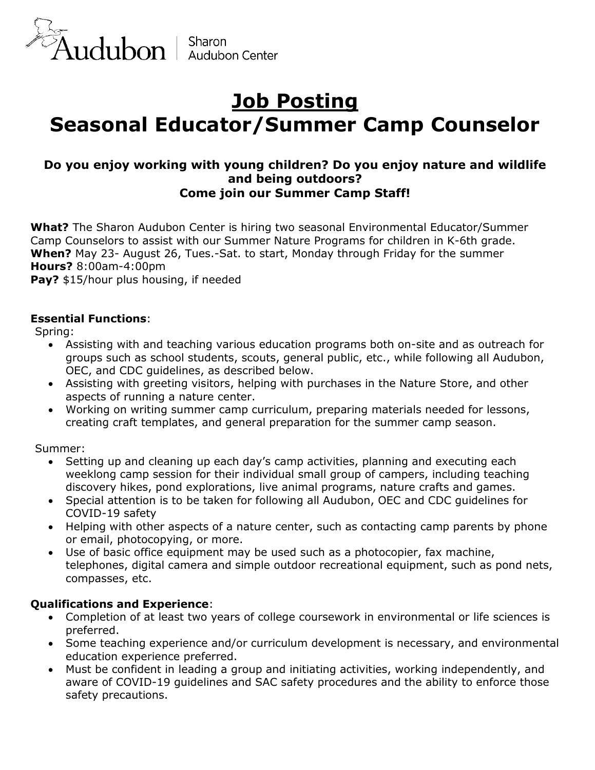Audubon | Sharon Audubon Center

# Job Posting
# Seasonal Educator/Summer Camp Counselor

**Do you enjoy working with young children? Do you enjoy nature and wildlife and being outdoors?**
**Come join our Summer Camp Staff!**

**What?** The Sharon Audubon Center is hiring two seasonal Environmental Educator/Summer Camp Counselors to assist with our Summer Nature Programs for children in K-6th grade.
**When?** May 23- August 26, Tues.-Sat. to start, Monday through Friday for the summer
**Hours?** 8:00am-4:00pm
**Pay?** $15/hour plus housing, if needed

**Essential Functions**:

Spring:

- Assisting with and teaching various education programs both on-site and as outreach for groups such as school students, scouts, general public, etc., while following all Audubon, OEC, and CDC guidelines, as described below.
- Assisting with greeting visitors, helping with purchases in the Nature Store, and other aspects of running a nature center.
- Working on writing summer camp curriculum, preparing materials needed for lessons, creating craft templates, and general preparation for the summer camp season.

Summer:

- Setting up and cleaning up each day's camp activities, planning and executing each weeklong camp session for their individual small group of campers, including teaching discovery hikes, pond explorations, live animal programs, nature crafts and games.
- Special attention is to be taken for following all Audubon, OEC and CDC guidelines for COVID-19 safety
- Helping with other aspects of a nature center, such as contacting camp parents by phone or email, photocopying, or more.
- Use of basic office equipment may be used such as a photocopier, fax machine, telephones, digital camera and simple outdoor recreational equipment, such as pond nets, compasses, etc.

**Qualifications and Experience**:

- Completion of at least two years of college coursework in environmental or life sciences is preferred.
- Some teaching experience and/or curriculum development is necessary, and environmental education experience preferred.
- Must be confident in leading a group and initiating activities, working independently, and aware of COVID-19 guidelines and SAC safety procedures and the ability to enforce those safety precautions.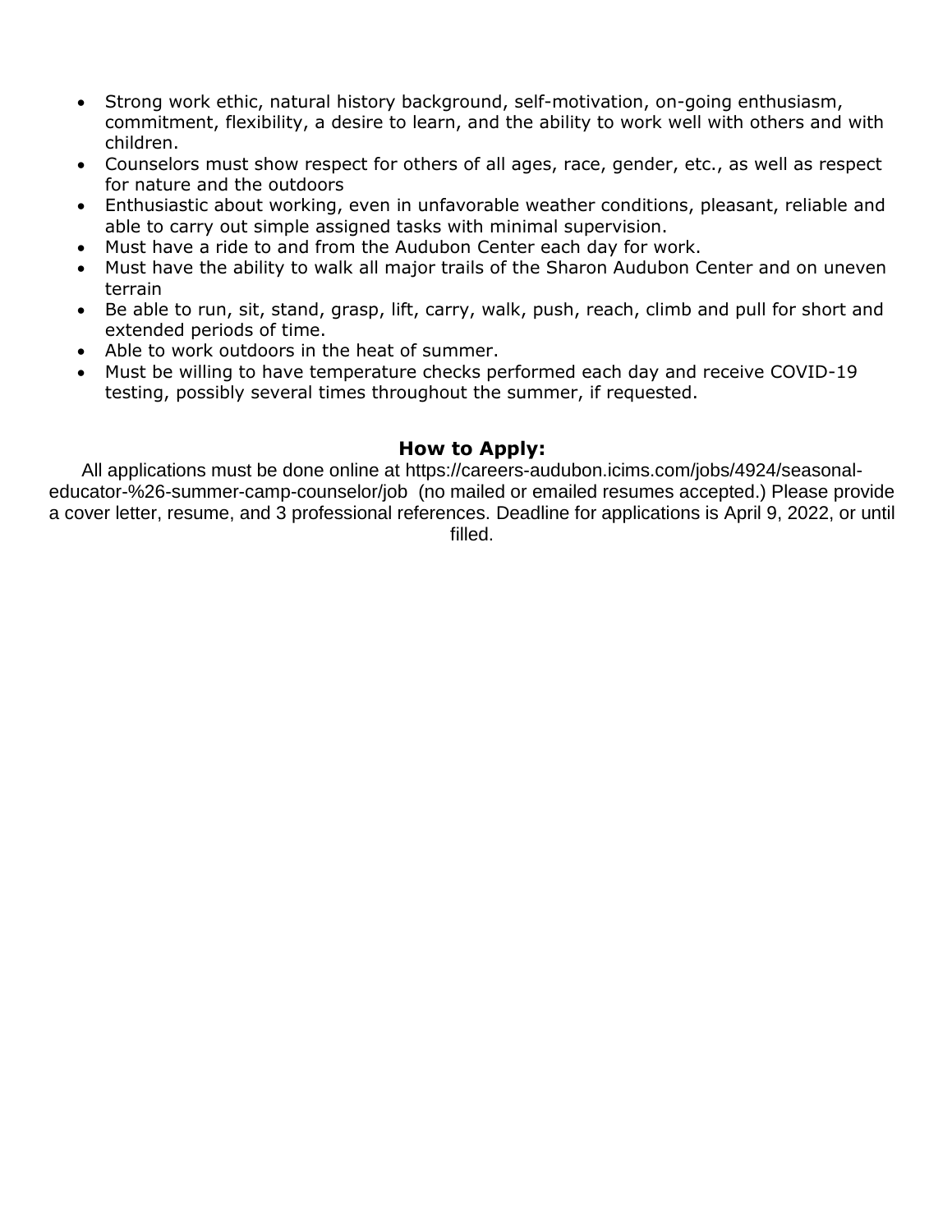- Strong work ethic, natural history background, self-motivation, on-going enthusiasm, commitment, flexibility, a desire to learn, and the ability to work well with others and with children.
- Counselors must show respect for others of all ages, race, gender, etc., as well as respect for nature and the outdoors
- Enthusiastic about working, even in unfavorable weather conditions, pleasant, reliable and able to carry out simple assigned tasks with minimal supervision.
- Must have a ride to and from the Audubon Center each day for work.
- Must have the ability to walk all major trails of the Sharon Audubon Center and on uneven terrain
- Be able to run, sit, stand, grasp, lift, carry, walk, push, reach, climb and pull for short and extended periods of time.
- Able to work outdoors in the heat of summer.
- Must be willing to have temperature checks performed each day and receive COVID-19 testing, possibly several times throughout the summer, if requested.

## How to Apply:

All applications must be done online at https://careers-audubon.icims.com/jobs/4924/seasonal-educator-%26-summer-camp-counselor/job (no mailed or emailed resumes accepted.) Please provide a cover letter, resume, and 3 professional references. Deadline for applications is April 9, 2022, or until filled.